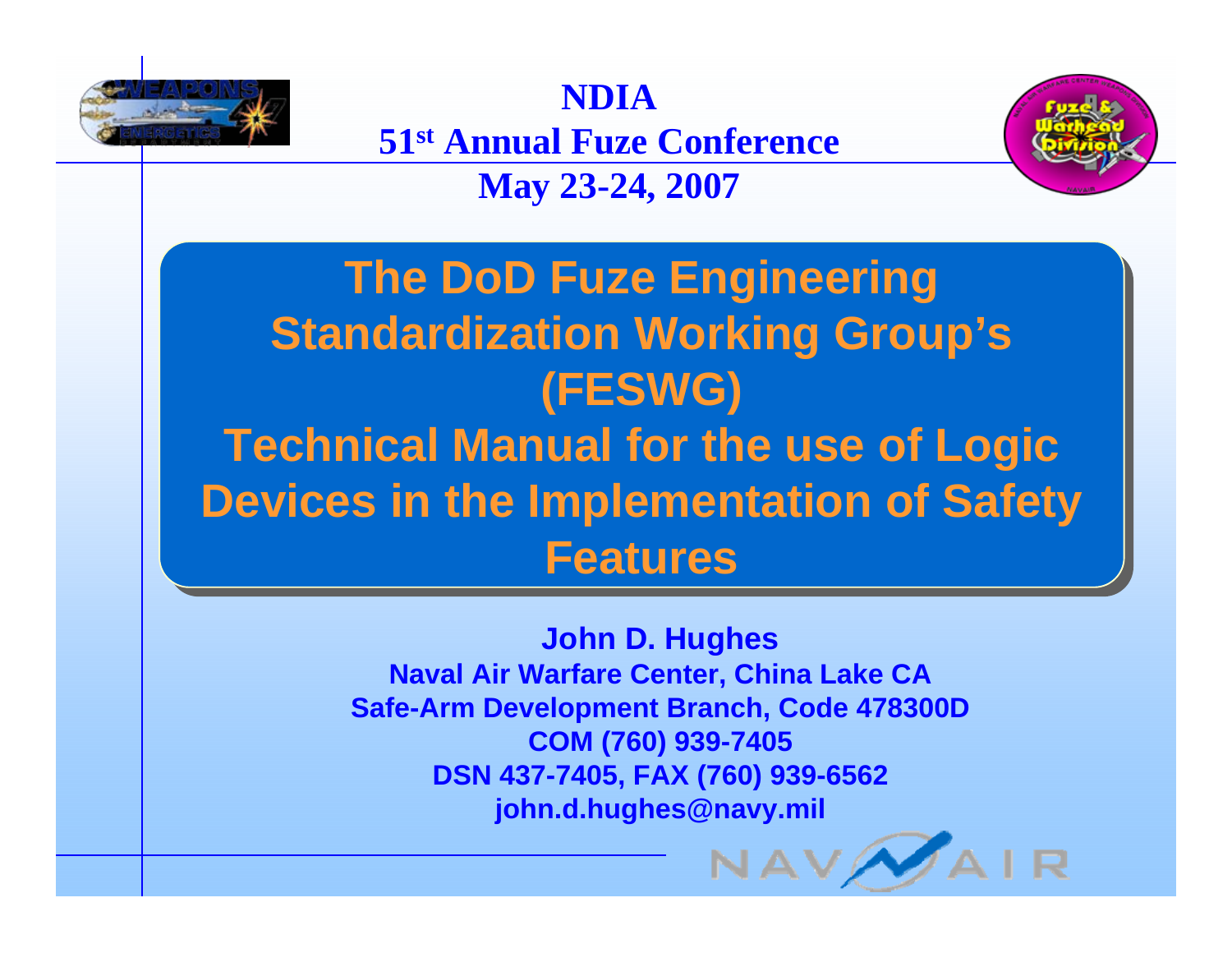**NDIA**

**51st Annual Fuze Conference**

**May 23-24, 2007**

# The DoD Fuze Engineering Standardization Working Group's (FESWG) Technical Manual for the use of Logic Devices in the Implementation of Safety Features

**John D. Hughes**

**Naval Air Warfare Center, China Lake CA**

**Safe-Arm Development Branch, Code 478300D**

**COM (760) 939-7405**

**DSN 437-7405, FAX (760) 939-6562**

**john.d.hughes@navy.mil**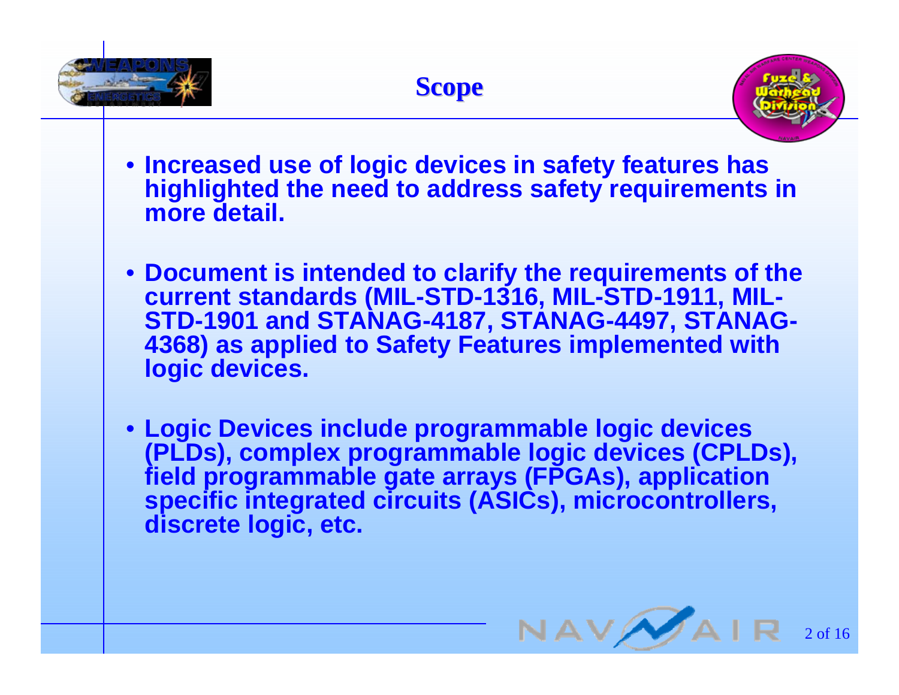# Scope

- Increased use of logic devices in safety features has highlighted the need to address safety requirements in more detail.
- Document is intended to clarify the requirements of the current standards (MIL-STD-1316, MIL-STD-1911, MIL-STD-1901 and STANAG-4187, STANAG-4497, STANAG-4368) as applied to Safety Features implemented with logic devices.
- Logic Devices include programmable logic devices (PLDs), complex programmable logic devices (CPLDs), field programmable gate arrays (FPGAs), application specific integrated circuits (ASICs), microcontrollers, discrete logic, etc.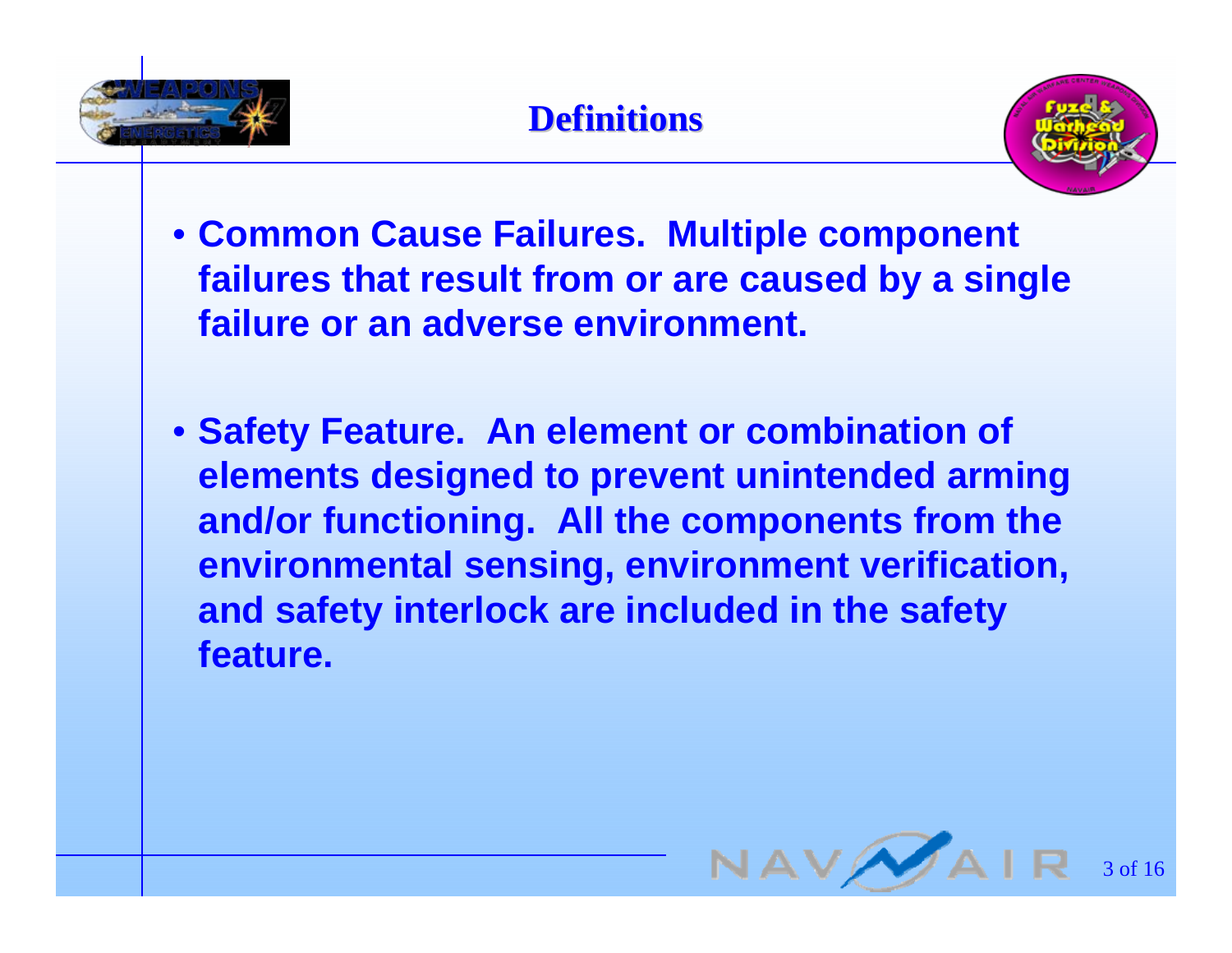# Definitions

- **Common Cause Failures. Multiple component failures that result from or are caused by a single failure or an adverse environment.**

- **Safety Feature. An element or combination of elements designed to prevent unintended arming and/or functioning. All the components from the environmental sensing, environment verification, and safety interlock are included in the safety feature.**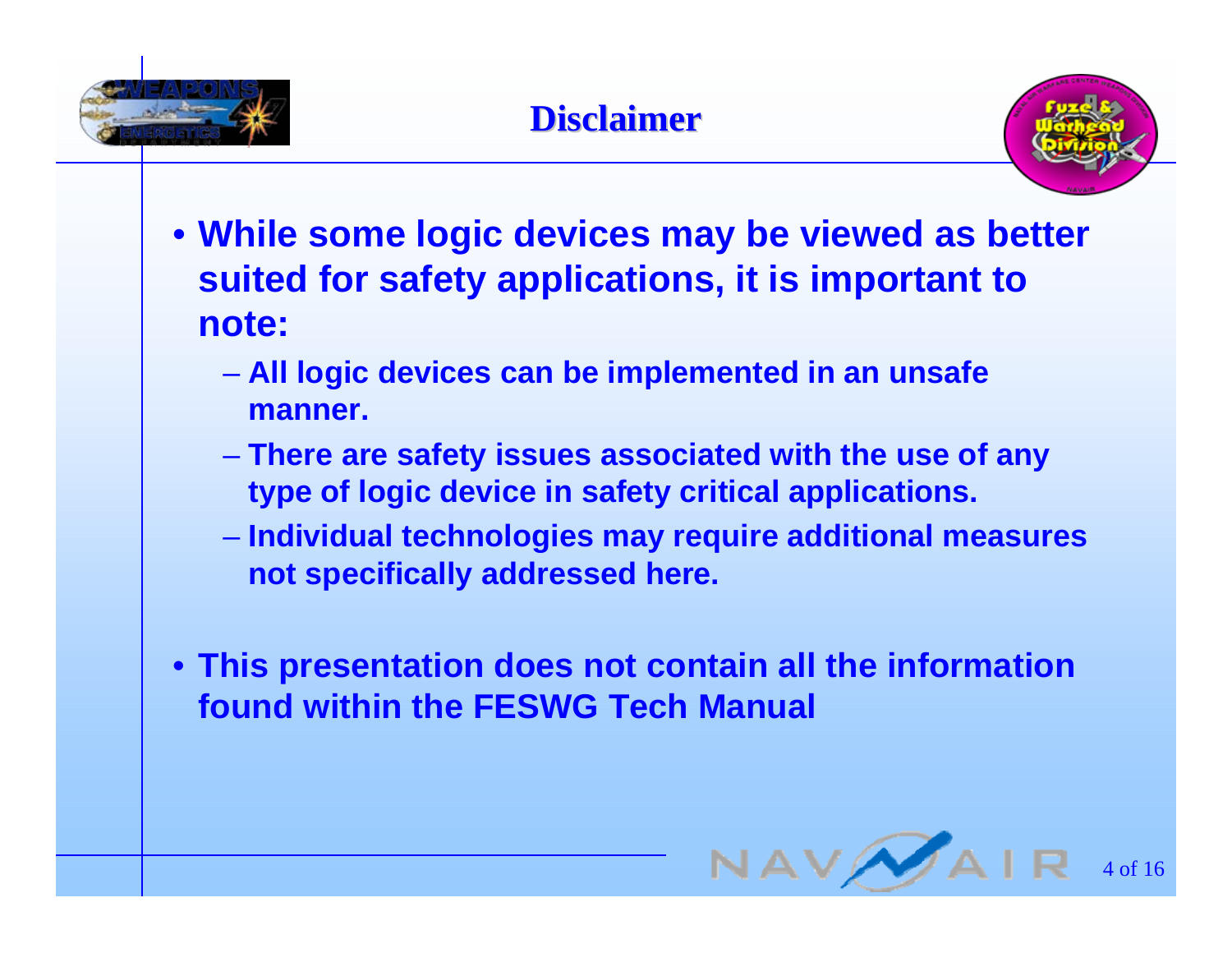# Disclaimer

- While some logic devices may be viewed as better suited for safety applications, it is important to note:
  - All logic devices can be implemented in an unsafe manner.
  - There are safety issues associated with the use of any type of logic device in safety critical applications.
  - Individual technologies may require additional measures not specifically addressed here.
- This presentation does not contain all the information found within the FESWG Tech Manual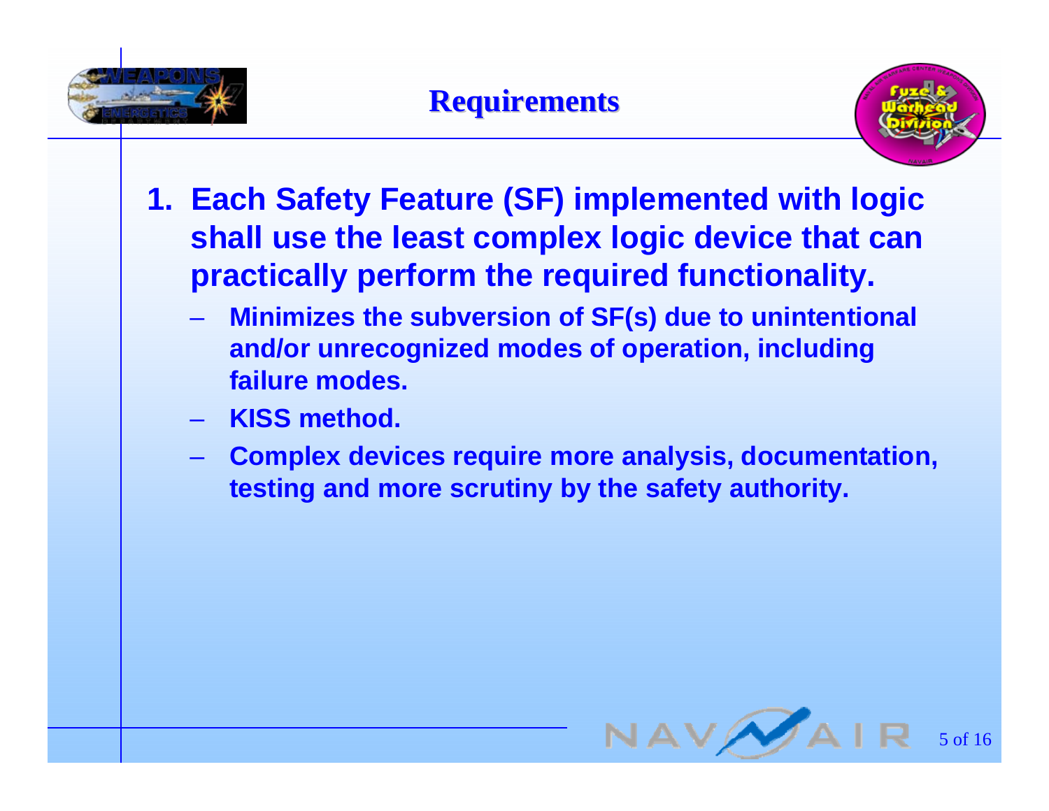# Requirements

1. **Each Safety Feature (SF) implemented with logic shall use the least complex logic device that can practically perform the required functionality.**
   - **Minimizes the subversion of SF(s) due to unintentional and/or unrecognized modes of operation, including failure modes.**
   - **KISS method.**
   - **Complex devices require more analysis, documentation, testing and more scrutiny by the safety authority.**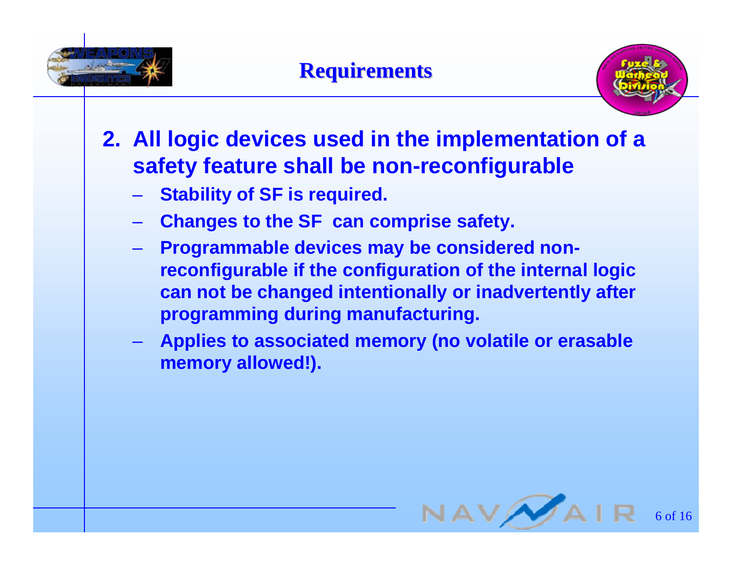# Requirements

2. **All logic devices used in the implementation of a safety feature shall be non-reconfigurable**
   - **Stability of SF is required.**
   - **Changes to the SF can comprise safety.**
   - **Programmable devices may be considered non-reconfigurable if the configuration of the internal logic can not be changed intentionally or inadvertently after programming during manufacturing.**
   - **Applies to associated memory (no volatile or erasable memory allowed!).**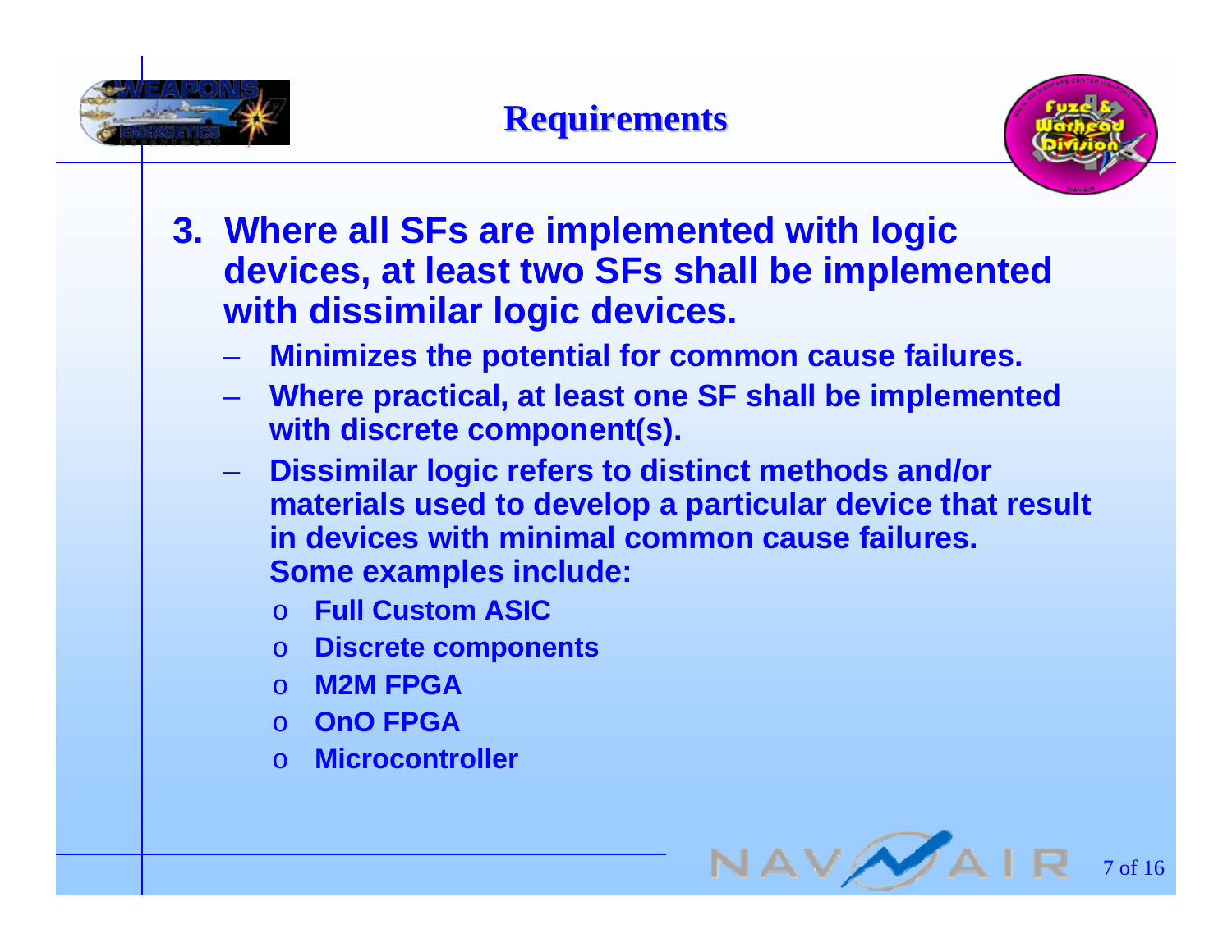# Requirements

3. **Where all SFs are implemented with logic devices, at least two SFs shall be implemented with dissimilar logic devices.**
   - **Minimizes the potential for common cause failures.**
   - **Where practical, at least one SF shall be implemented with discrete component(s).**
   - **Dissimilar logic refers to distinct methods and/or materials used to develop a particular device that result in devices with minimal common cause failures. Some examples include:**
     - **Full Custom ASIC**
     - **Discrete components**
     - **M2M FPGA**
     - **OnO FPGA**
     - **Microcontroller**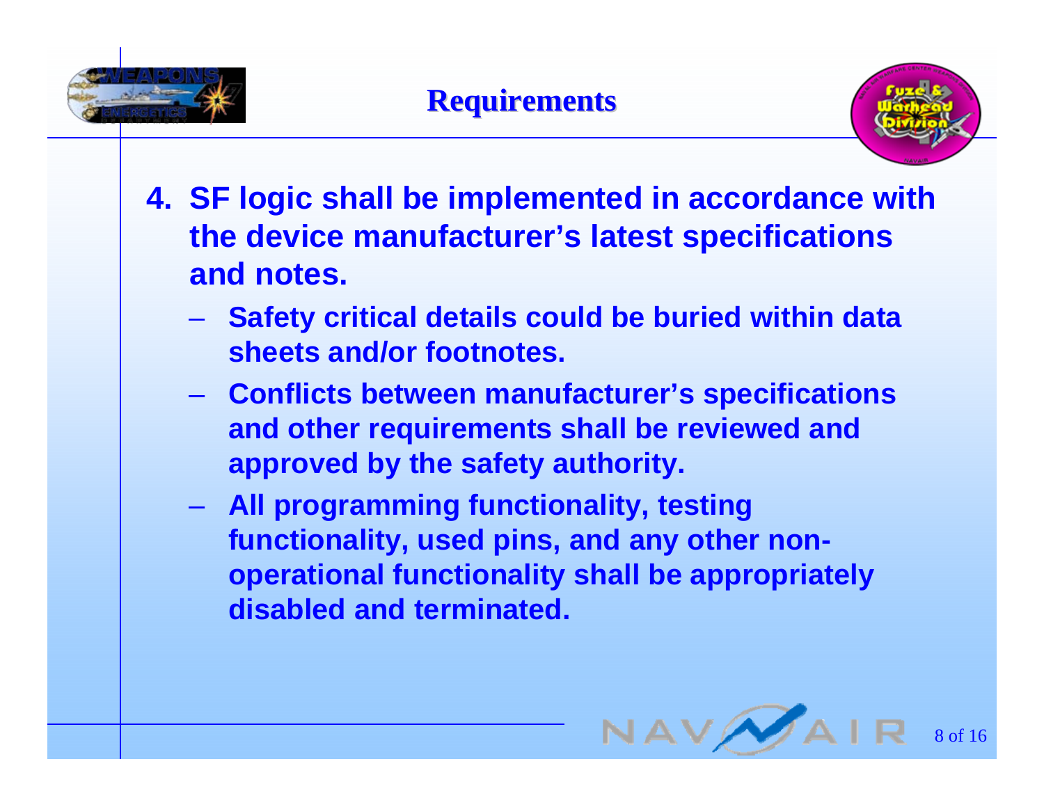# Requirements

4. **SF logic shall be implemented in accordance with the device manufacturer's latest specifications and notes.**
   - **Safety critical details could be buried within data sheets and/or footnotes.**
   - **Conflicts between manufacturer's specifications and other requirements shall be reviewed and approved by the safety authority.**
   - **All programming functionality, testing functionality, used pins, and any other non-operational functionality shall be appropriately disabled and terminated.**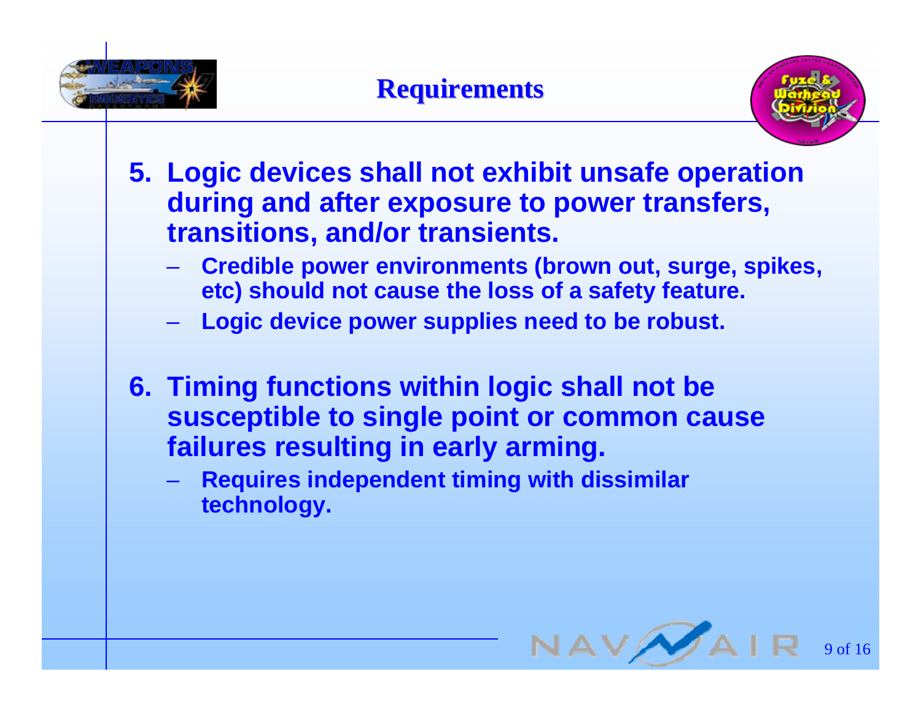# Requirements

5. **Logic devices shall not exhibit unsafe operation during and after exposure to power transfers, transitions, and/or transients.**
   - **Credible power environments (brown out, surge, spikes, etc) should not cause the loss of a safety feature.**
   - **Logic device power supplies need to be robust.**

6. **Timing functions within logic shall not be susceptible to single point or common cause failures resulting in early arming.**
   - **Requires independent timing with dissimilar technology.**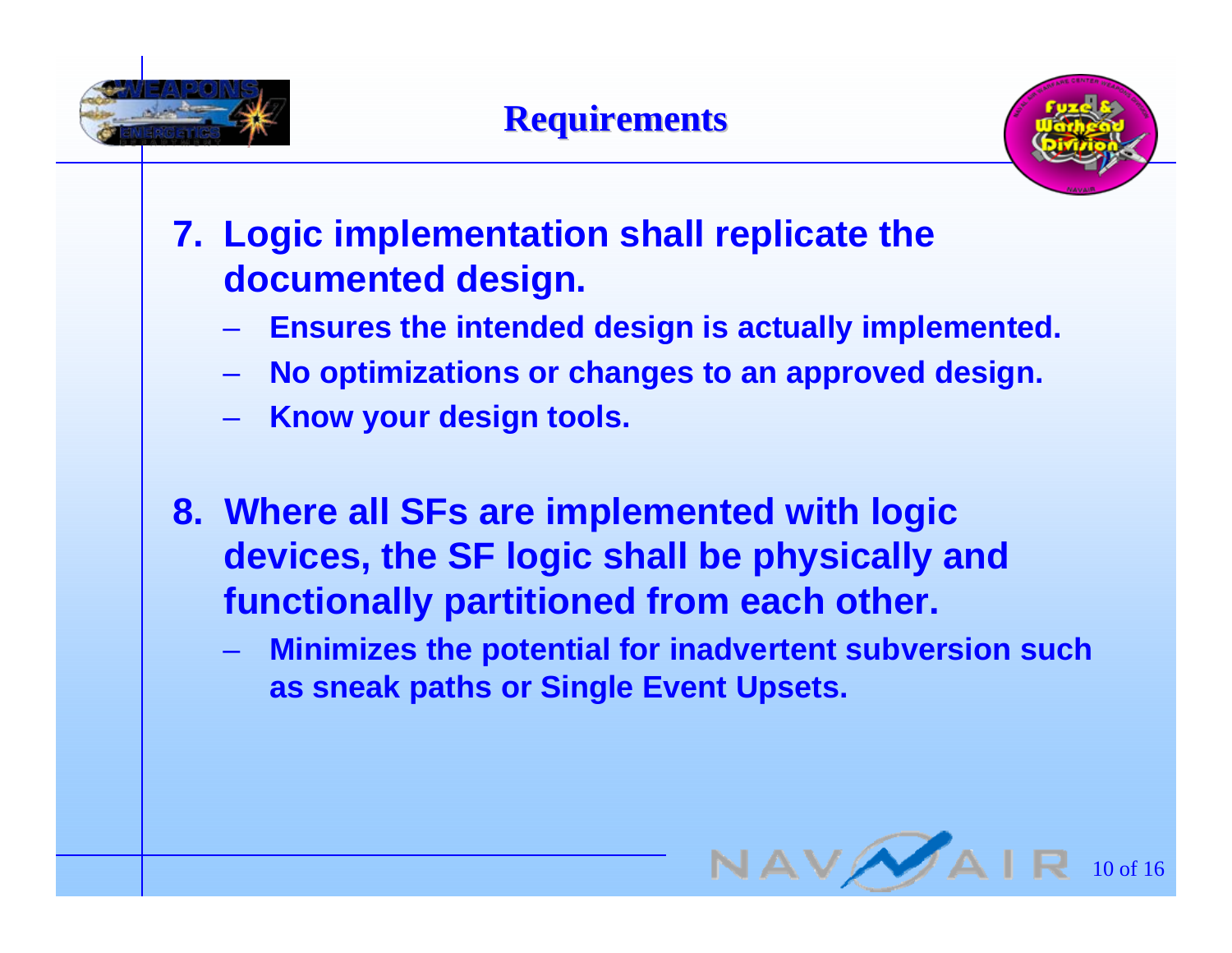# Requirements

7. **Logic implementation shall replicate the documented design.**
   - **Ensures the intended design is actually implemented.**
   - **No optimizations or changes to an approved design.**
   - **Know your design tools.**

8. **Where all SFs are implemented with logic devices, the SF logic shall be physically and functionally partitioned from each other.**
   - **Minimizes the potential for inadvertent subversion such as sneak paths or Single Event Upsets.**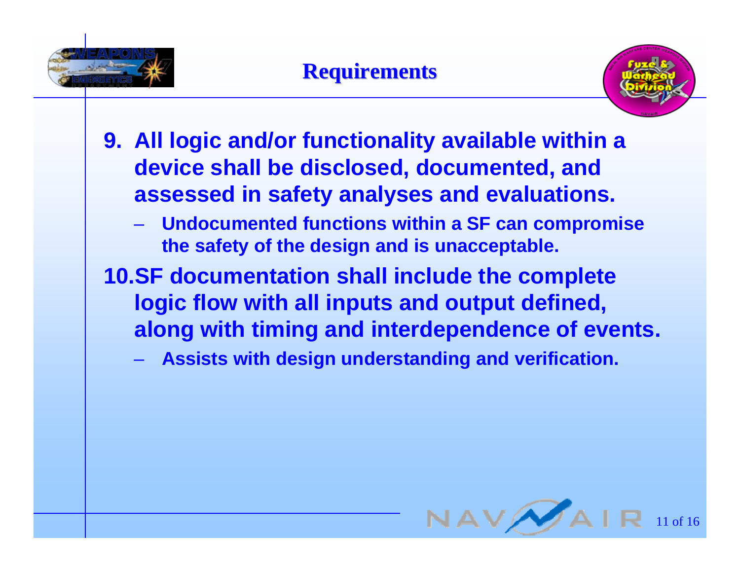# Requirements

9. **All logic and/or functionality available within a device shall be disclosed, documented, and assessed in safety analyses and evaluations.**
   - **Undocumented functions within a SF can compromise the safety of the design and is unacceptable.**
10. **SF documentation shall include the complete logic flow with all inputs and output defined, along with timing and interdependence of events.**
    - **Assists with design understanding and verification.**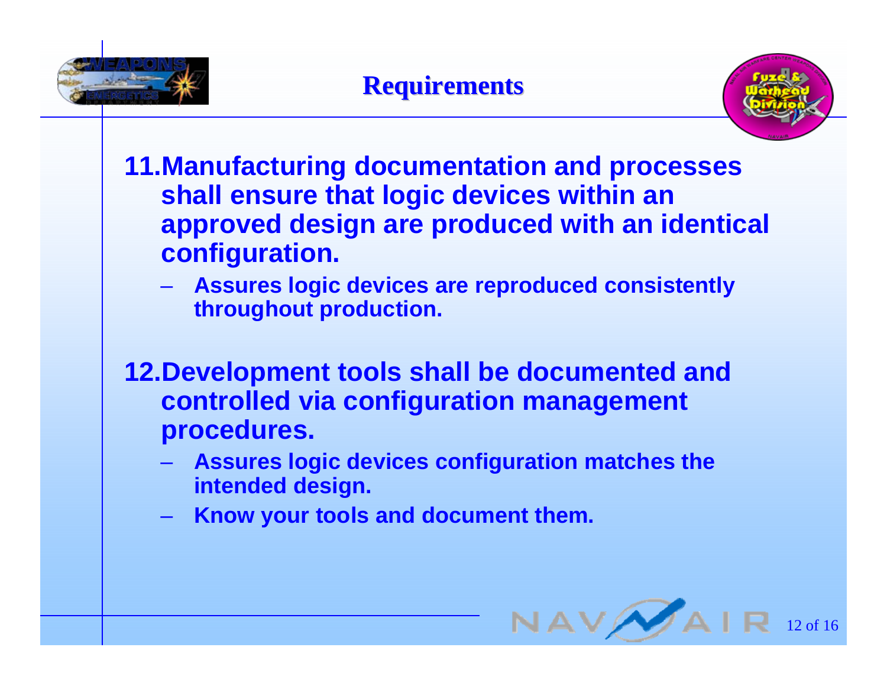# Requirements

11. **Manufacturing documentation and processes shall ensure that logic devices within an approved design are produced with an identical configuration.**
    - **Assures logic devices are reproduced consistently throughout production.**

12. **Development tools shall be documented and controlled via configuration management procedures.**
    - **Assures logic devices configuration matches the intended design.**
    - **Know your tools and document them.**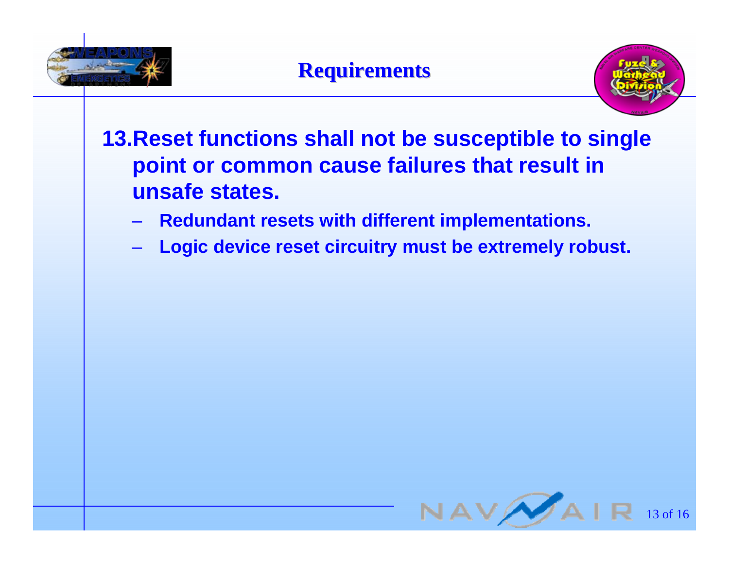# Requirements

13. **Reset functions shall not be susceptible to single point or common cause failures that result in unsafe states.**
    - **Redundant resets with different implementations.**
    - **Logic device reset circuitry must be extremely robust.**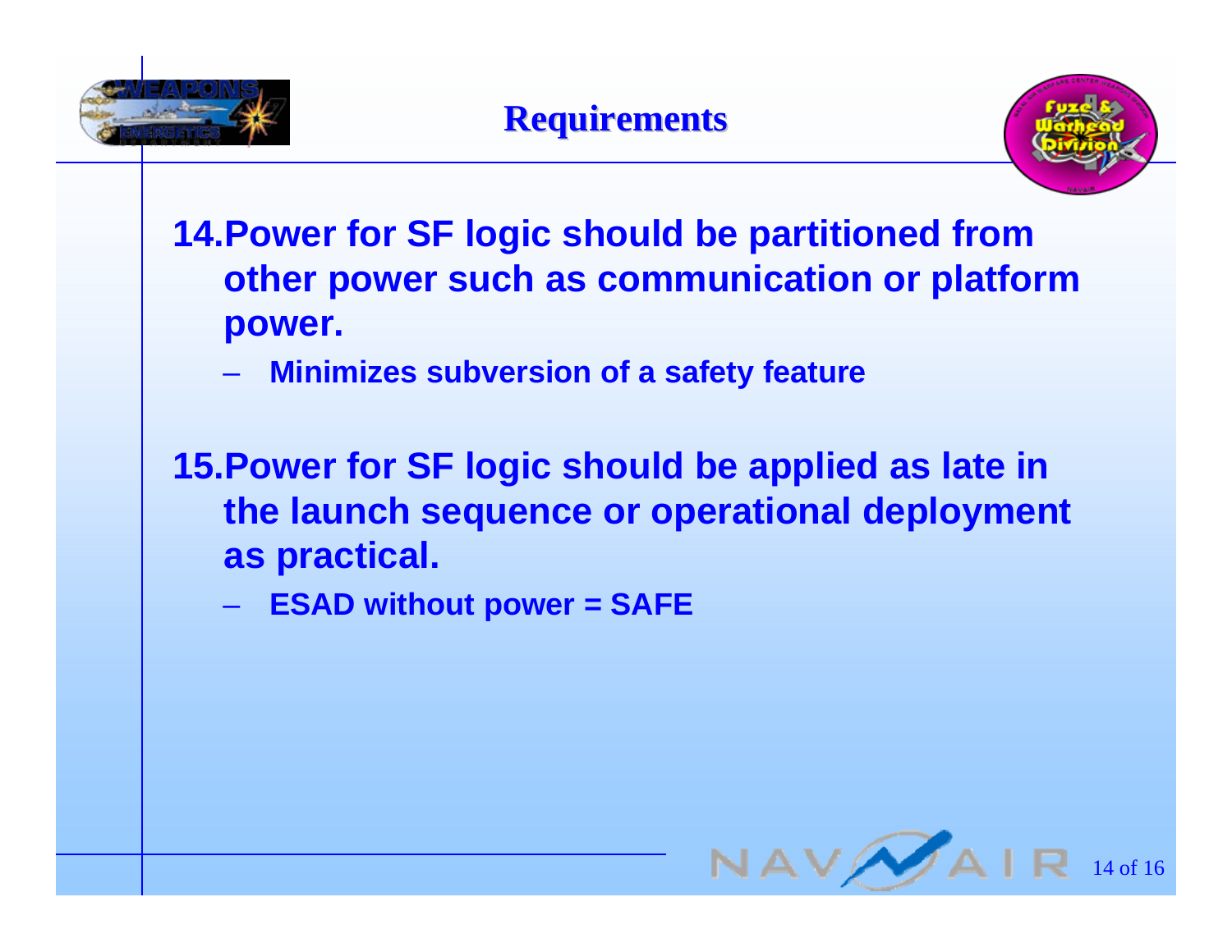# Requirements

14. **Power for SF logic should be partitioned from other power such as communication or platform power.**
    - **Minimizes subversion of a safety feature**

15. **Power for SF logic should be applied as late in the launch sequence or operational deployment as practical.**
    - **ESAD without power = SAFE**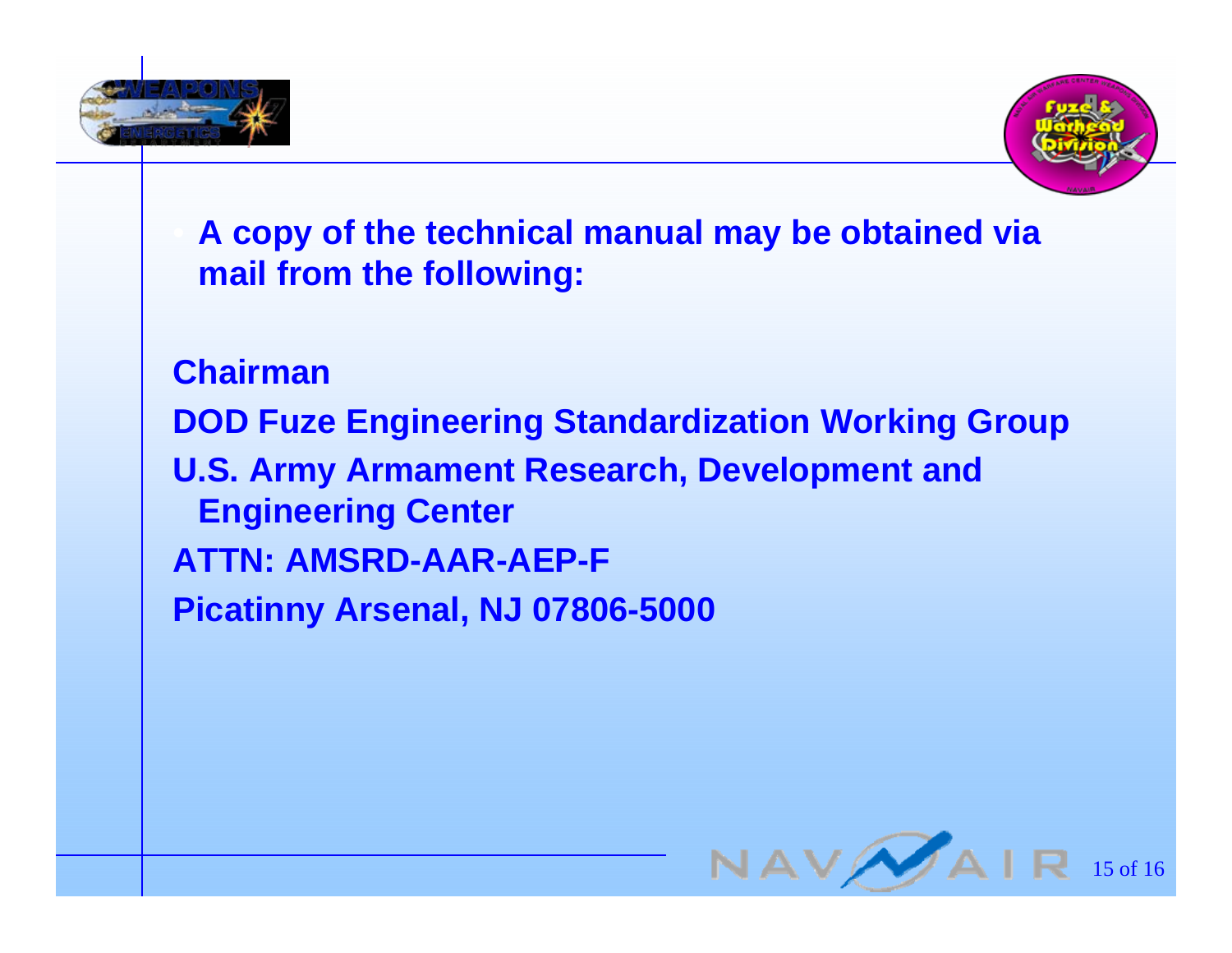- **A copy of the technical manual may be obtained via mail from the following:**

**Chairman**

**DOD Fuze Engineering Standardization Working Group**

**U.S. Army Armament Research, Development and Engineering Center**

**ATTN: AMSRD-AAR-AEP-F**

**Picatinny Arsenal, NJ 07806-5000**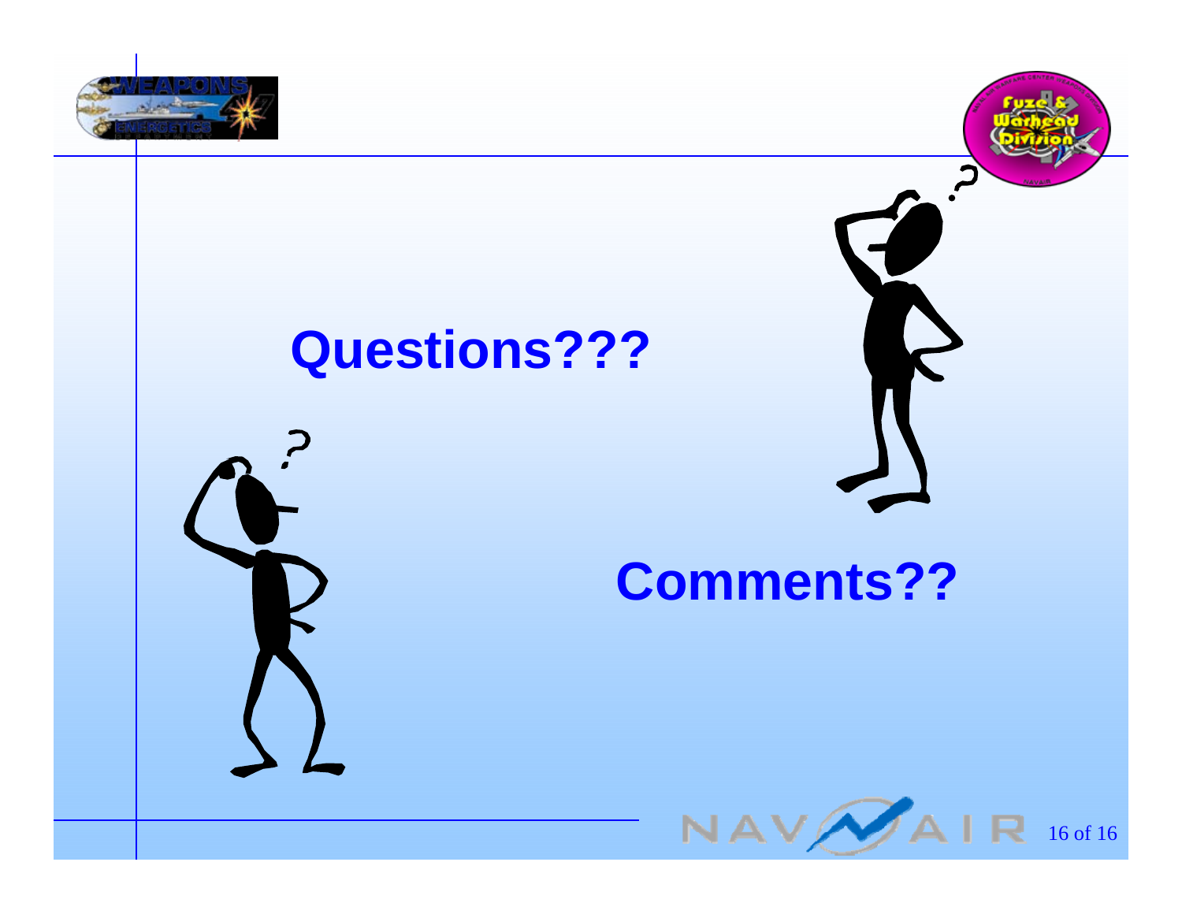# Questions???

# Comments??